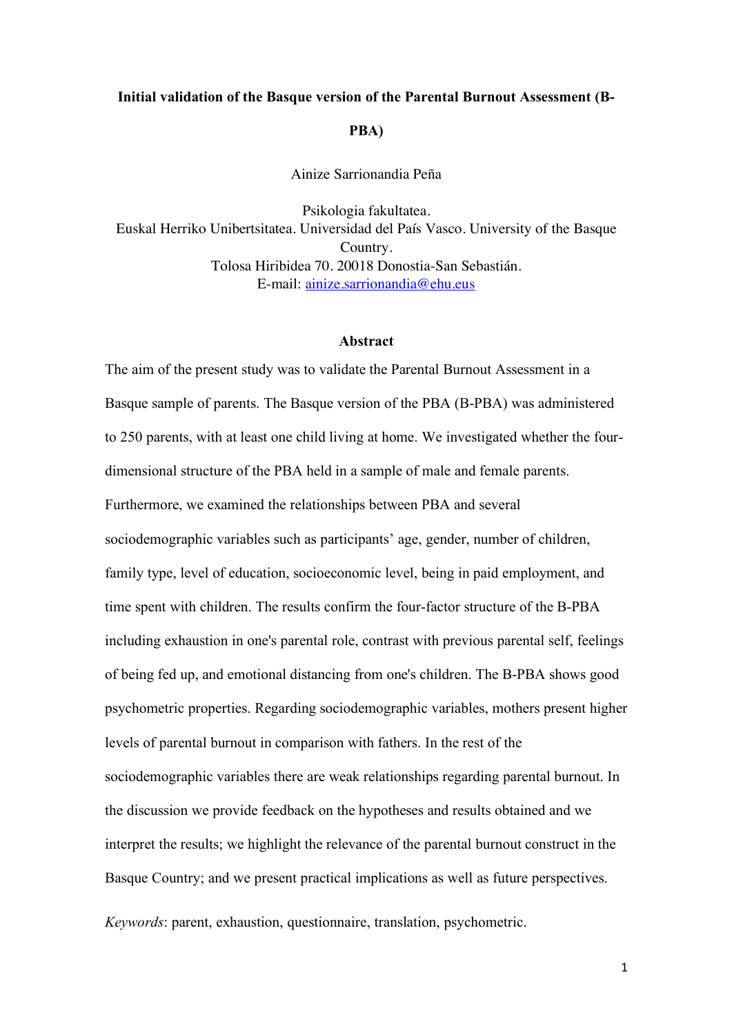# Initial validation of the Basque version of the Parental Burnout Assessment (B-PBA)

Ainize Sarrionandia Peña

Psikologia fakultatea.
Euskal Herriko Unibertsitatea. Universidad del País Vasco. University of the Basque Country.
Tolosa Hiribidea 70. 20018 Donostia-San Sebastián.
E-mail: ainize.sarrionandia@ehu.eus

## Abstract

The aim of the present study was to validate the Parental Burnout Assessment in a Basque sample of parents. The Basque version of the PBA (B-PBA) was administered to 250 parents, with at least one child living at home. We investigated whether the four-dimensional structure of the PBA held in a sample of male and female parents. Furthermore, we examined the relationships between PBA and several sociodemographic variables such as participants' age, gender, number of children, family type, level of education, socioeconomic level, being in paid employment, and time spent with children. The results confirm the four-factor structure of the B-PBA including exhaustion in one's parental role, contrast with previous parental self, feelings of being fed up, and emotional distancing from one's children. The B-PBA shows good psychometric properties. Regarding sociodemographic variables, mothers present higher levels of parental burnout in comparison with fathers. In the rest of the sociodemographic variables there are weak relationships regarding parental burnout. In the discussion we provide feedback on the hypotheses and results obtained and we interpret the results; we highlight the relevance of the parental burnout construct in the Basque Country; and we present practical implications as well as future perspectives.

*Keywords*: parent, exhaustion, questionnaire, translation, psychometric.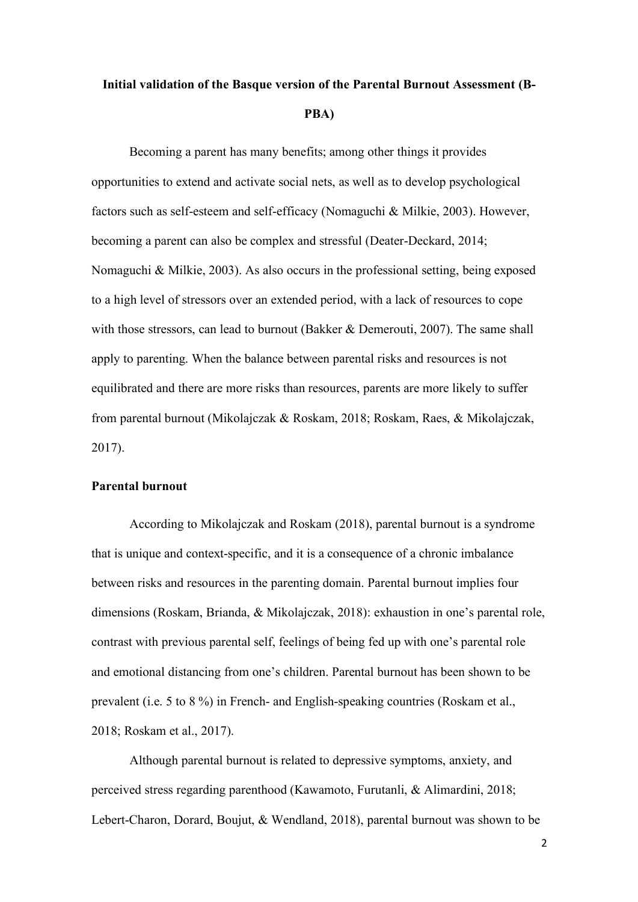# Initial validation of the Basque version of the Parental Burnout Assessment (B-PBA)

Becoming a parent has many benefits; among other things it provides opportunities to extend and activate social nets, as well as to develop psychological factors such as self-esteem and self-efficacy (Nomaguchi & Milkie, 2003). However, becoming a parent can also be complex and stressful (Deater-Deckard, 2014; Nomaguchi & Milkie, 2003). As also occurs in the professional setting, being exposed to a high level of stressors over an extended period, with a lack of resources to cope with those stressors, can lead to burnout (Bakker & Demerouti, 2007). The same shall apply to parenting. When the balance between parental risks and resources is not equilibrated and there are more risks than resources, parents are more likely to suffer from parental burnout (Mikolajczak & Roskam, 2018; Roskam, Raes, & Mikolajczak, 2017).

## Parental burnout

According to Mikolajczak and Roskam (2018), parental burnout is a syndrome that is unique and context-specific, and it is a consequence of a chronic imbalance between risks and resources in the parenting domain. Parental burnout implies four dimensions (Roskam, Brianda, & Mikolajczak, 2018): exhaustion in one's parental role, contrast with previous parental self, feelings of being fed up with one's parental role and emotional distancing from one's children. Parental burnout has been shown to be prevalent (i.e. 5 to 8 %) in French- and English-speaking countries (Roskam et al., 2018; Roskam et al., 2017).

Although parental burnout is related to depressive symptoms, anxiety, and perceived stress regarding parenthood (Kawamoto, Furutanli, & Alimardini, 2018; Lebert-Charon, Dorard, Boujut, & Wendland, 2018), parental burnout was shown to be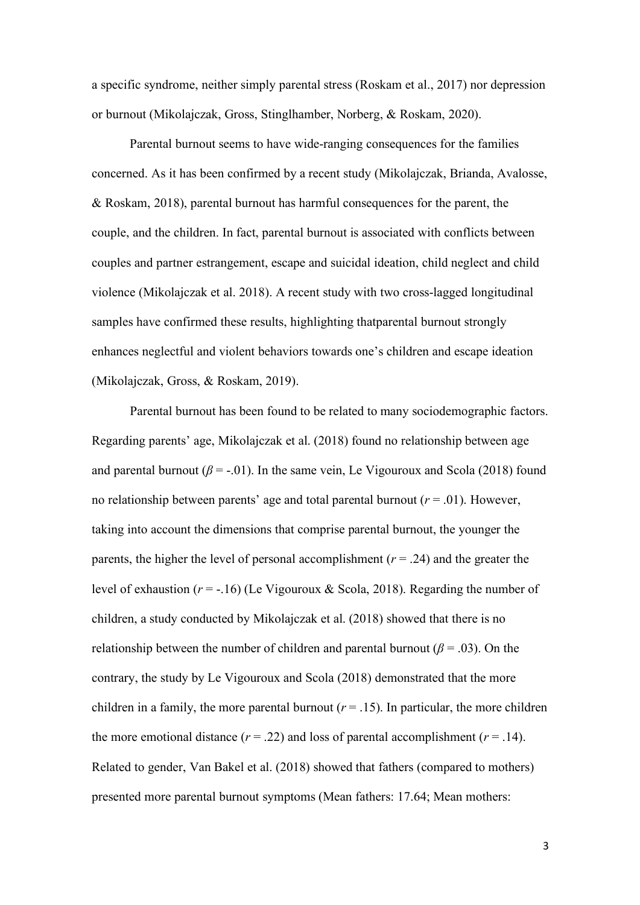a specific syndrome, neither simply parental stress (Roskam et al., 2017) nor depression or burnout (Mikolajczak, Gross, Stinglhamber, Norberg, & Roskam, 2020).

Parental burnout seems to have wide-ranging consequences for the families concerned. As it has been confirmed by a recent study (Mikolajczak, Brianda, Avalosse, & Roskam, 2018), parental burnout has harmful consequences for the parent, the couple, and the children. In fact, parental burnout is associated with conflicts between couples and partner estrangement, escape and suicidal ideation, child neglect and child violence (Mikolajczak et al. 2018). A recent study with two cross-lagged longitudinal samples have confirmed these results, highlighting thatparental burnout strongly enhances neglectful and violent behaviors towards one's children and escape ideation (Mikolajczak, Gross, & Roskam, 2019).

Parental burnout has been found to be related to many sociodemographic factors. Regarding parents' age, Mikolajczak et al. (2018) found no relationship between age and parental burnout ($\beta$ = -.01). In the same vein, Le Vigouroux and Scola (2018) found no relationship between parents' age and total parental burnout ($r$ = .01). However, taking into account the dimensions that comprise parental burnout, the younger the parents, the higher the level of personal accomplishment ($r$ = .24) and the greater the level of exhaustion ($r$ = -.16) (Le Vigouroux & Scola, 2018). Regarding the number of children, a study conducted by Mikolajczak et al. (2018) showed that there is no relationship between the number of children and parental burnout ($\beta$ = .03). On the contrary, the study by Le Vigouroux and Scola (2018) demonstrated that the more children in a family, the more parental burnout ($r$ = .15). In particular, the more children the more emotional distance ($r$ = .22) and loss of parental accomplishment ($r$ = .14). Related to gender, Van Bakel et al. (2018) showed that fathers (compared to mothers) presented more parental burnout symptoms (Mean fathers: 17.64; Mean mothers: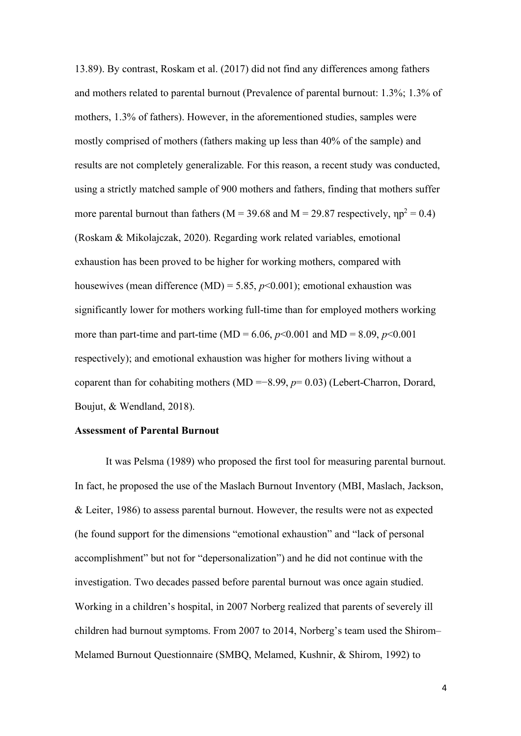13.89). By contrast, Roskam et al. (2017) did not find any differences among fathers and mothers related to parental burnout (Prevalence of parental burnout: 1.3%; 1.3% of mothers, 1.3% of fathers). However, in the aforementioned studies, samples were mostly comprised of mothers (fathers making up less than 40% of the sample) and results are not completely generalizable. For this reason, a recent study was conducted, using a strictly matched sample of 900 mothers and fathers, finding that mothers suffer more parental burnout than fathers (M = 39.68 and M = 29.87 respectively, $\eta p^2 = 0.4$) (Roskam & Mikolajczak, 2020). Regarding work related variables, emotional exhaustion has been proved to be higher for working mothers, compared with housewives (mean difference (MD) = 5.85, $p<0.001$); emotional exhaustion was significantly lower for mothers working full-time than for employed mothers working more than part-time and part-time (MD = 6.06, $p<0.001$ and MD = 8.09, $p<0.001$ respectively); and emotional exhaustion was higher for mothers living without a coparent than for cohabiting mothers (MD =−8.99, $p= 0.03$) (Lebert-Charron, Dorard, Boujut, & Wendland, 2018).

**Assessment of Parental Burnout**

It was Pelsma (1989) who proposed the first tool for measuring parental burnout. In fact, he proposed the use of the Maslach Burnout Inventory (MBI, Maslach, Jackson, & Leiter, 1986) to assess parental burnout. However, the results were not as expected (he found support for the dimensions "emotional exhaustion" and "lack of personal accomplishment" but not for "depersonalization") and he did not continue with the investigation. Two decades passed before parental burnout was once again studied. Working in a children's hospital, in 2007 Norberg realized that parents of severely ill children had burnout symptoms. From 2007 to 2014, Norberg's team used the Shirom–Melamed Burnout Questionnaire (SMBQ, Melamed, Kushnir, & Shirom, 1992) to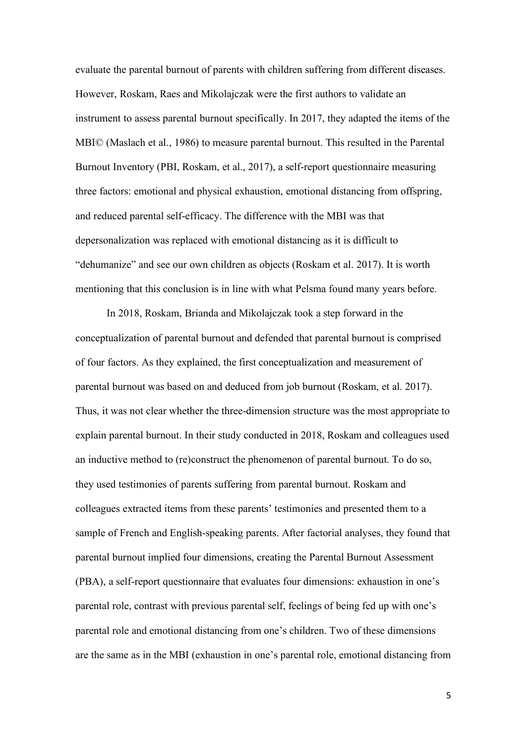evaluate the parental burnout of parents with children suffering from different diseases. However, Roskam, Raes and Mikolajczak were the first authors to validate an instrument to assess parental burnout specifically. In 2017, they adapted the items of the MBI© (Maslach et al., 1986) to measure parental burnout. This resulted in the Parental Burnout Inventory (PBI, Roskam, et al., 2017), a self-report questionnaire measuring three factors: emotional and physical exhaustion, emotional distancing from offspring, and reduced parental self-efficacy. The difference with the MBI was that depersonalization was replaced with emotional distancing as it is difficult to "dehumanize" and see our own children as objects (Roskam et al. 2017). It is worth mentioning that this conclusion is in line with what Pelsma found many years before.

In 2018, Roskam, Brianda and Mikolajczak took a step forward in the conceptualization of parental burnout and defended that parental burnout is comprised of four factors. As they explained, the first conceptualization and measurement of parental burnout was based on and deduced from job burnout (Roskam, et al. 2017). Thus, it was not clear whether the three-dimension structure was the most appropriate to explain parental burnout. In their study conducted in 2018, Roskam and colleagues used an inductive method to (re)construct the phenomenon of parental burnout. To do so, they used testimonies of parents suffering from parental burnout. Roskam and colleagues extracted items from these parents' testimonies and presented them to a sample of French and English-speaking parents. After factorial analyses, they found that parental burnout implied four dimensions, creating the Parental Burnout Assessment (PBA), a self-report questionnaire that evaluates four dimensions: exhaustion in one's parental role, contrast with previous parental self, feelings of being fed up with one's parental role and emotional distancing from one's children. Two of these dimensions are the same as in the MBI (exhaustion in one's parental role, emotional distancing from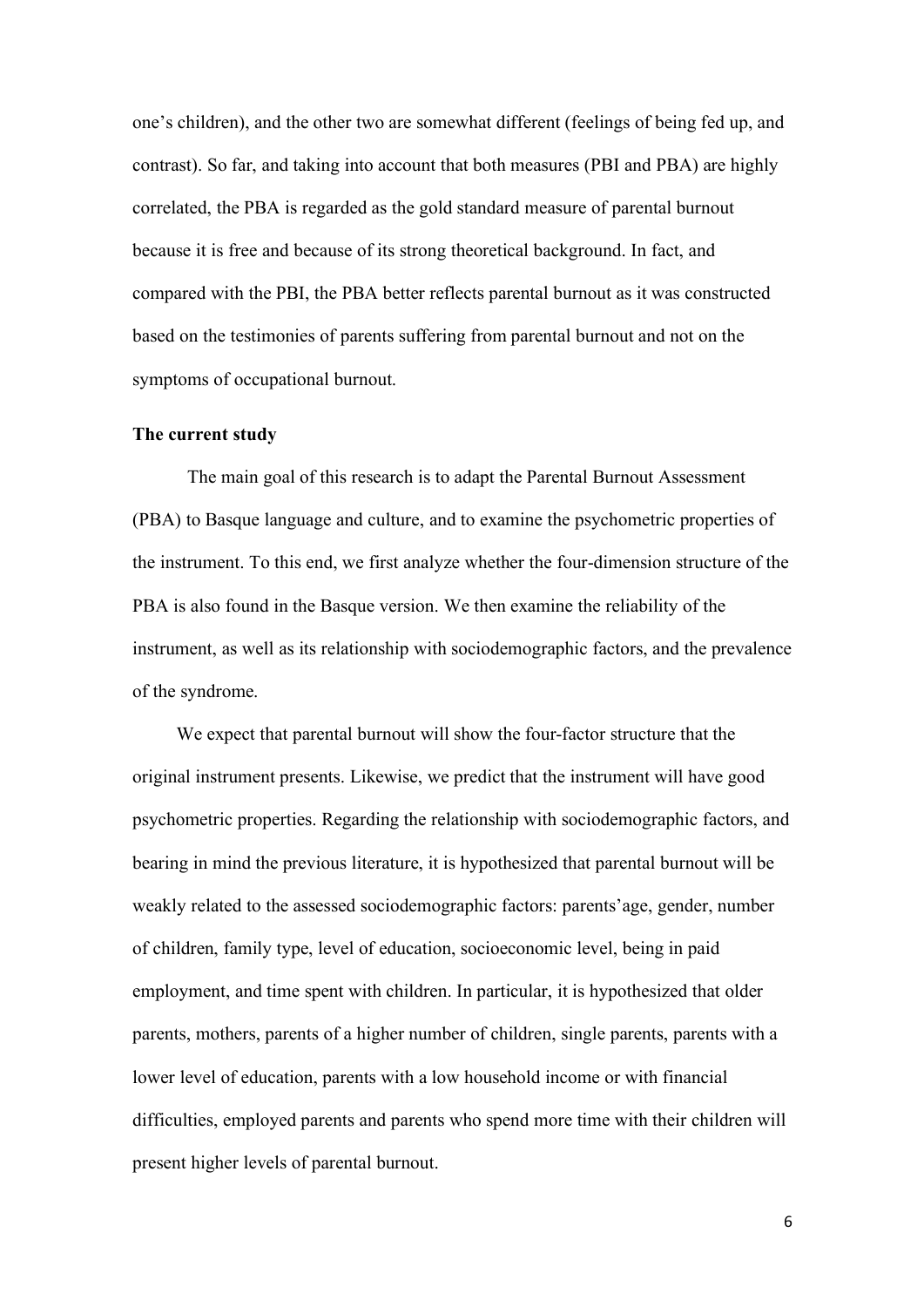one's children), and the other two are somewhat different (feelings of being fed up, and contrast). So far, and taking into account that both measures (PBI and PBA) are highly correlated, the PBA is regarded as the gold standard measure of parental burnout because it is free and because of its strong theoretical background. In fact, and compared with the PBI, the PBA better reflects parental burnout as it was constructed based on the testimonies of parents suffering from parental burnout and not on the symptoms of occupational burnout.

**The current study**

The main goal of this research is to adapt the Parental Burnout Assessment (PBA) to Basque language and culture, and to examine the psychometric properties of the instrument. To this end, we first analyze whether the four-dimension structure of the PBA is also found in the Basque version. We then examine the reliability of the instrument, as well as its relationship with sociodemographic factors, and the prevalence of the syndrome.

We expect that parental burnout will show the four-factor structure that the original instrument presents. Likewise, we predict that the instrument will have good psychometric properties. Regarding the relationship with sociodemographic factors, and bearing in mind the previous literature, it is hypothesized that parental burnout will be weakly related to the assessed sociodemographic factors: parents'age, gender, number of children, family type, level of education, socioeconomic level, being in paid employment, and time spent with children. In particular, it is hypothesized that older parents, mothers, parents of a higher number of children, single parents, parents with a lower level of education, parents with a low household income or with financial difficulties, employed parents and parents who spend more time with their children will present higher levels of parental burnout.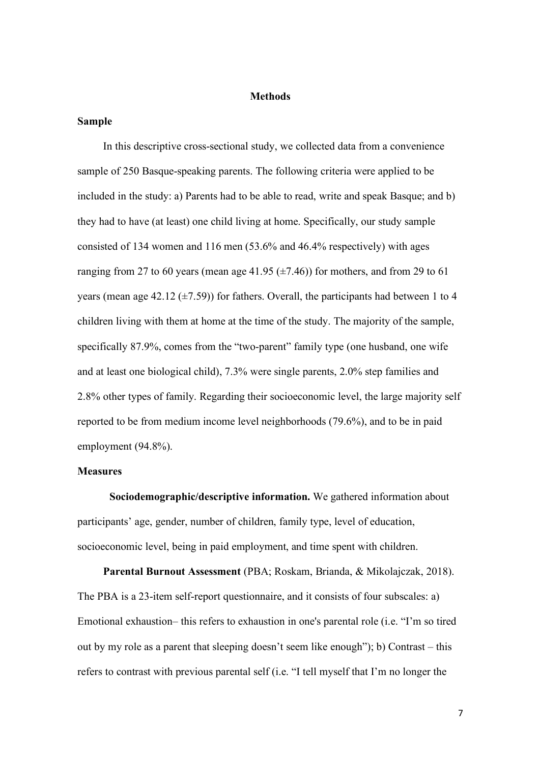## Methods

### Sample

In this descriptive cross-sectional study, we collected data from a convenience sample of 250 Basque-speaking parents. The following criteria were applied to be included in the study: a) Parents had to be able to read, write and speak Basque; and b) they had to have (at least) one child living at home. Specifically, our study sample consisted of 134 women and 116 men (53.6% and 46.4% respectively) with ages ranging from 27 to 60 years (mean age 41.95 (±7.46)) for mothers, and from 29 to 61 years (mean age 42.12 (±7.59)) for fathers. Overall, the participants had between 1 to 4 children living with them at home at the time of the study. The majority of the sample, specifically 87.9%, comes from the "two-parent" family type (one husband, one wife and at least one biological child), 7.3% were single parents, 2.0% step families and 2.8% other types of family. Regarding their socioeconomic level, the large majority self reported to be from medium income level neighborhoods (79.6%), and to be in paid employment (94.8%).

### Measures

**Sociodemographic/descriptive information.** We gathered information about participants' age, gender, number of children, family type, level of education, socioeconomic level, being in paid employment, and time spent with children.

**Parental Burnout Assessment** (PBA; Roskam, Brianda, & Mikolajczak, 2018). The PBA is a 23-item self-report questionnaire, and it consists of four subscales: a) Emotional exhaustion– this refers to exhaustion in one's parental role (i.e. "I'm so tired out by my role as a parent that sleeping doesn't seem like enough"); b) Contrast – this refers to contrast with previous parental self (i.e. "I tell myself that I'm no longer the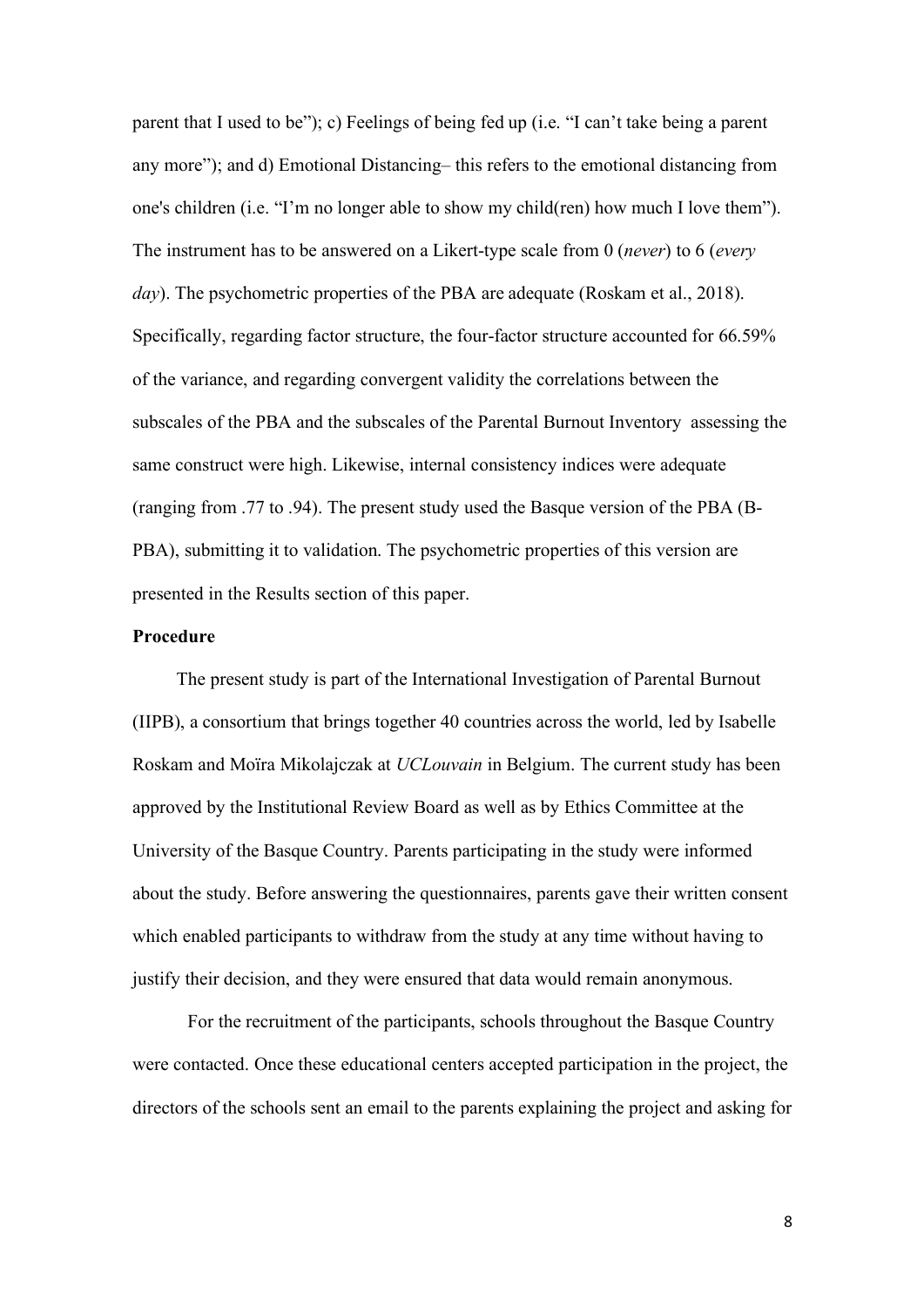parent that I used to be"); c) Feelings of being fed up (i.e. "I can't take being a parent any more"); and d) Emotional Distancing– this refers to the emotional distancing from one's children (i.e. "I'm no longer able to show my child(ren) how much I love them"). The instrument has to be answered on a Likert-type scale from 0 (*never*) to 6 (*every day*). The psychometric properties of the PBA are adequate (Roskam et al., 2018). Specifically, regarding factor structure, the four-factor structure accounted for 66.59% of the variance, and regarding convergent validity the correlations between the subscales of the PBA and the subscales of the Parental Burnout Inventory assessing the same construct were high. Likewise, internal consistency indices were adequate (ranging from .77 to .94). The present study used the Basque version of the PBA (B-PBA), submitting it to validation. The psychometric properties of this version are presented in the Results section of this paper.

**Procedure**

The present study is part of the International Investigation of Parental Burnout (IIPB), a consortium that brings together 40 countries across the world, led by Isabelle Roskam and Moïra Mikolajczak at *UCLouvain* in Belgium. The current study has been approved by the Institutional Review Board as well as by Ethics Committee at the University of the Basque Country. Parents participating in the study were informed about the study. Before answering the questionnaires, parents gave their written consent which enabled participants to withdraw from the study at any time without having to justify their decision, and they were ensured that data would remain anonymous.

For the recruitment of the participants, schools throughout the Basque Country were contacted. Once these educational centers accepted participation in the project, the directors of the schools sent an email to the parents explaining the project and asking for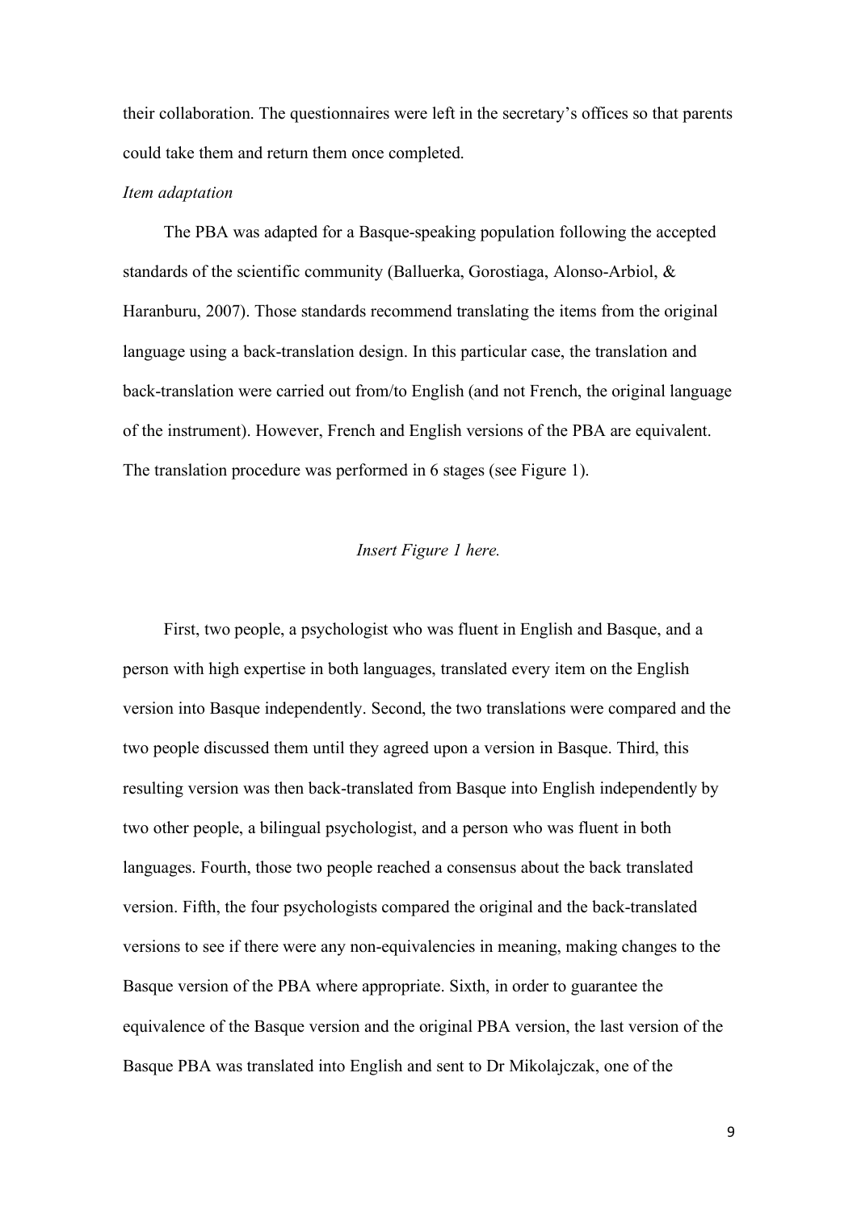their collaboration. The questionnaires were left in the secretary's offices so that parents could take them and return them once completed.

*Item adaptation*

The PBA was adapted for a Basque-speaking population following the accepted standards of the scientific community (Balluerka, Gorostiaga, Alonso-Arbiol, & Haranburu, 2007). Those standards recommend translating the items from the original language using a back-translation design. In this particular case, the translation and back-translation were carried out from/to English (and not French, the original language of the instrument). However, French and English versions of the PBA are equivalent. The translation procedure was performed in 6 stages (see Figure 1).

*Insert Figure 1 here.*

First, two people, a psychologist who was fluent in English and Basque, and a person with high expertise in both languages, translated every item on the English version into Basque independently. Second, the two translations were compared and the two people discussed them until they agreed upon a version in Basque. Third, this resulting version was then back-translated from Basque into English independently by two other people, a bilingual psychologist, and a person who was fluent in both languages. Fourth, those two people reached a consensus about the back translated version. Fifth, the four psychologists compared the original and the back-translated versions to see if there were any non-equivalencies in meaning, making changes to the Basque version of the PBA where appropriate. Sixth, in order to guarantee the equivalence of the Basque version and the original PBA version, the last version of the Basque PBA was translated into English and sent to Dr Mikolajczak, one of the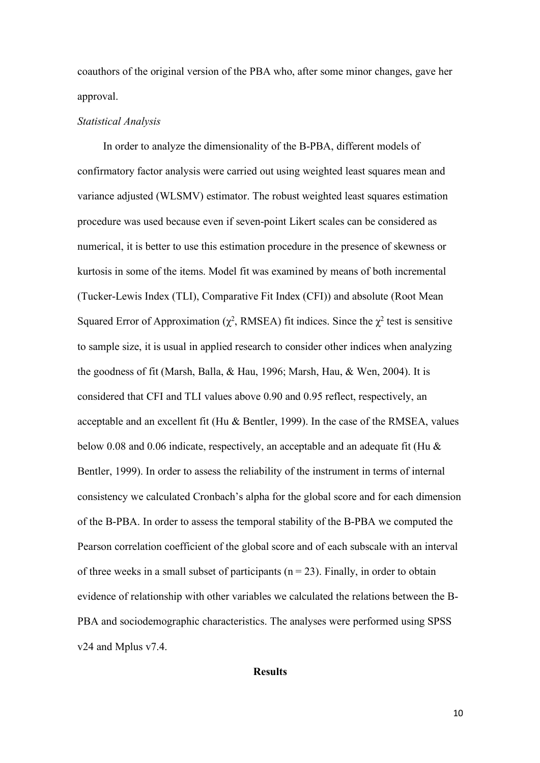coauthors of the original version of the PBA who, after some minor changes, gave her approval.

*Statistical Analysis*

In order to analyze the dimensionality of the B-PBA, different models of confirmatory factor analysis were carried out using weighted least squares mean and variance adjusted (WLSMV) estimator. The robust weighted least squares estimation procedure was used because even if seven-point Likert scales can be considered as numerical, it is better to use this estimation procedure in the presence of skewness or kurtosis in some of the items. Model fit was examined by means of both incremental (Tucker-Lewis Index (TLI), Comparative Fit Index (CFI)) and absolute (Root Mean Squared Error of Approximation ($\chi^2$, RMSEA) fit indices. Since the $\chi^2$ test is sensitive to sample size, it is usual in applied research to consider other indices when analyzing the goodness of fit (Marsh, Balla, & Hau, 1996; Marsh, Hau, & Wen, 2004). It is considered that CFI and TLI values above 0.90 and 0.95 reflect, respectively, an acceptable and an excellent fit (Hu & Bentler, 1999). In the case of the RMSEA, values below 0.08 and 0.06 indicate, respectively, an acceptable and an adequate fit (Hu & Bentler, 1999). In order to assess the reliability of the instrument in terms of internal consistency we calculated Cronbach's alpha for the global score and for each dimension of the B-PBA. In order to assess the temporal stability of the B-PBA we computed the Pearson correlation coefficient of the global score and of each subscale with an interval of three weeks in a small subset of participants ($n = 23$). Finally, in order to obtain evidence of relationship with other variables we calculated the relations between the B-PBA and sociodemographic characteristics. The analyses were performed using SPSS v24 and Mplus v7.4.

## Results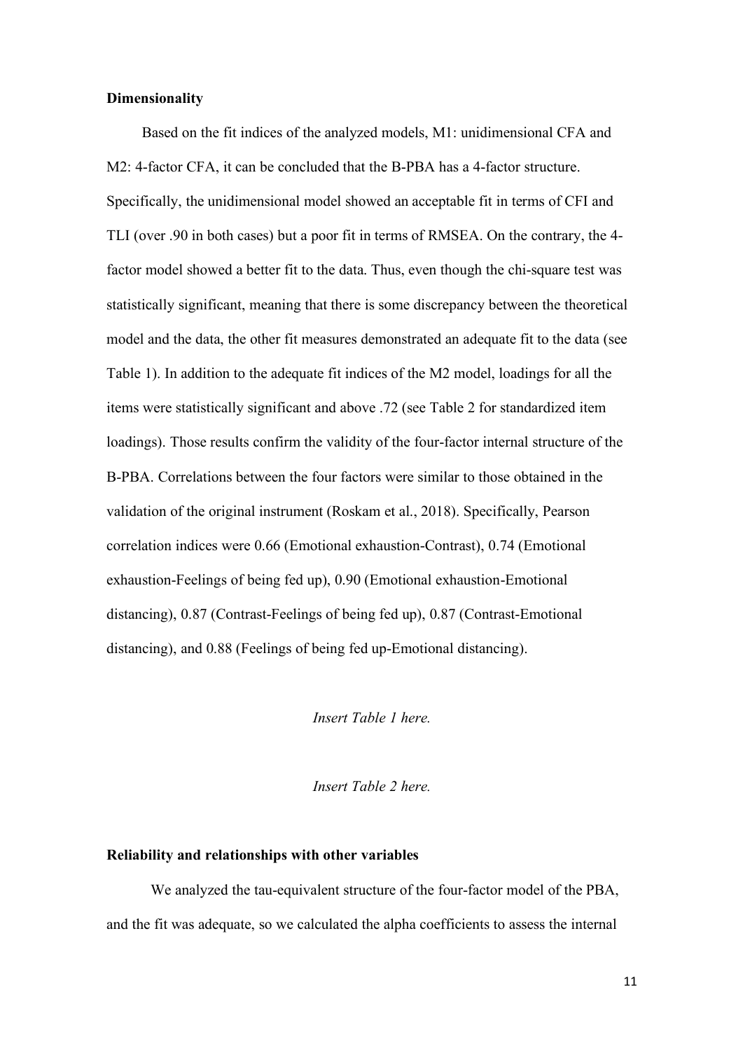**Dimensionality**

Based on the fit indices of the analyzed models, M1: unidimensional CFA and M2: 4-factor CFA, it can be concluded that the B-PBA has a 4-factor structure. Specifically, the unidimensional model showed an acceptable fit in terms of CFI and TLI (over .90 in both cases) but a poor fit in terms of RMSEA. On the contrary, the 4-factor model showed a better fit to the data. Thus, even though the chi-square test was statistically significant, meaning that there is some discrepancy between the theoretical model and the data, the other fit measures demonstrated an adequate fit to the data (see Table 1). In addition to the adequate fit indices of the M2 model, loadings for all the items were statistically significant and above .72 (see Table 2 for standardized item loadings). Those results confirm the validity of the four-factor internal structure of the B-PBA. Correlations between the four factors were similar to those obtained in the validation of the original instrument (Roskam et al., 2018). Specifically, Pearson correlation indices were 0.66 (Emotional exhaustion-Contrast), 0.74 (Emotional exhaustion-Feelings of being fed up), 0.90 (Emotional exhaustion-Emotional distancing), 0.87 (Contrast-Feelings of being fed up), 0.87 (Contrast-Emotional distancing), and 0.88 (Feelings of being fed up-Emotional distancing).

*Insert Table 1 here.*

*Insert Table 2 here.*

**Reliability and relationships with other variables**

We analyzed the tau-equivalent structure of the four-factor model of the PBA, and the fit was adequate, so we calculated the alpha coefficients to assess the internal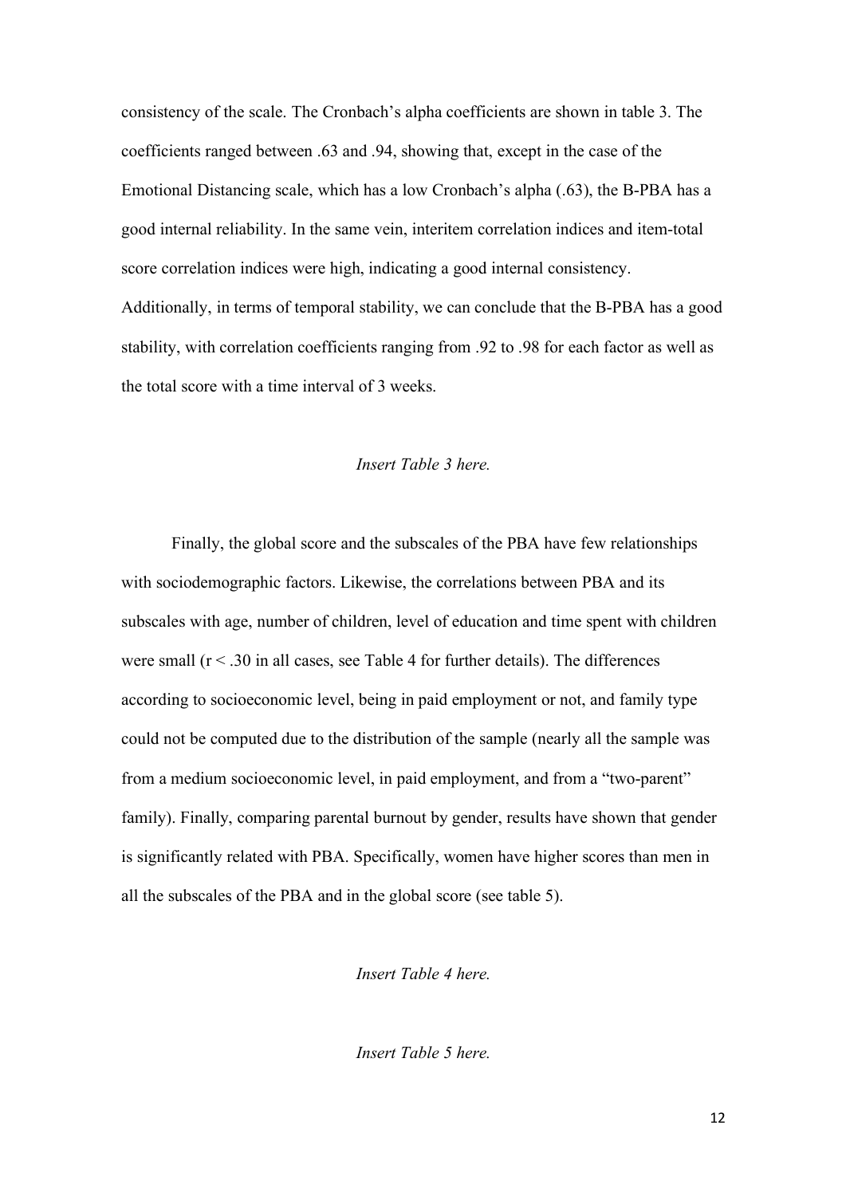consistency of the scale. The Cronbach's alpha coefficients are shown in table 3. The coefficients ranged between .63 and .94, showing that, except in the case of the Emotional Distancing scale, which has a low Cronbach's alpha (.63), the B-PBA has a good internal reliability. In the same vein, interitem correlation indices and item-total score correlation indices were high, indicating a good internal consistency. Additionally, in terms of temporal stability, we can conclude that the B-PBA has a good stability, with correlation coefficients ranging from .92 to .98 for each factor as well as the total score with a time interval of 3 weeks.

*Insert Table 3 here.*

Finally, the global score and the subscales of the PBA have few relationships with sociodemographic factors. Likewise, the correlations between PBA and its subscales with age, number of children, level of education and time spent with children were small ($r < .30$ in all cases, see Table 4 for further details). The differences according to socioeconomic level, being in paid employment or not, and family type could not be computed due to the distribution of the sample (nearly all the sample was from a medium socioeconomic level, in paid employment, and from a "two-parent" family). Finally, comparing parental burnout by gender, results have shown that gender is significantly related with PBA. Specifically, women have higher scores than men in all the subscales of the PBA and in the global score (see table 5).

*Insert Table 4 here.*

*Insert Table 5 here.*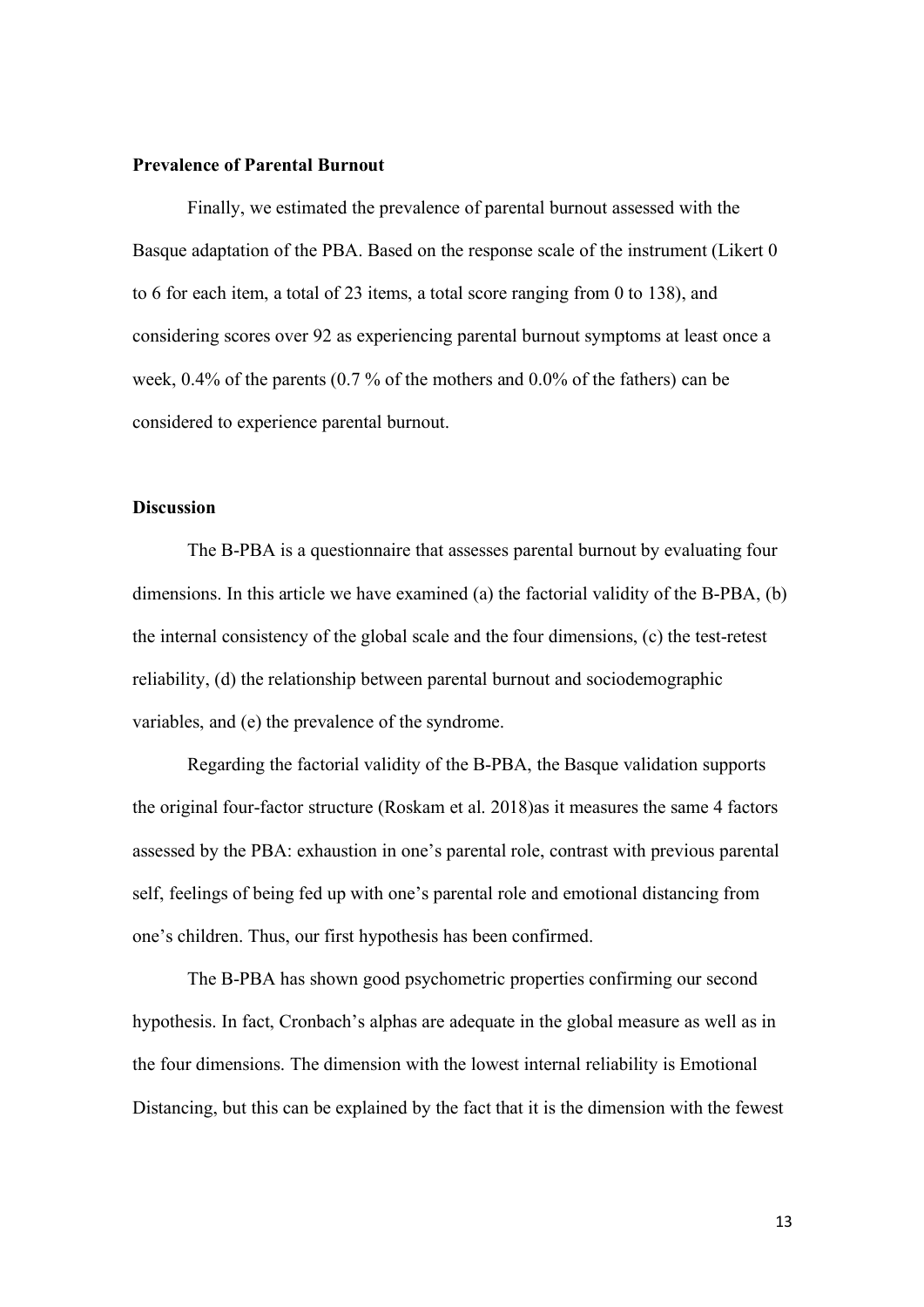**Prevalence of Parental Burnout**

Finally, we estimated the prevalence of parental burnout assessed with the Basque adaptation of the PBA. Based on the response scale of the instrument (Likert 0 to 6 for each item, a total of 23 items, a total score ranging from 0 to 138), and considering scores over 92 as experiencing parental burnout symptoms at least once a week, 0.4% of the parents (0.7 % of the mothers and 0.0% of the fathers) can be considered to experience parental burnout.

**Discussion**

The B-PBA is a questionnaire that assesses parental burnout by evaluating four dimensions. In this article we have examined (a) the factorial validity of the B-PBA, (b) the internal consistency of the global scale and the four dimensions, (c) the test-retest reliability, (d) the relationship between parental burnout and sociodemographic variables, and (e) the prevalence of the syndrome.

Regarding the factorial validity of the B-PBA, the Basque validation supports the original four-factor structure (Roskam et al. 2018)as it measures the same 4 factors assessed by the PBA: exhaustion in one's parental role, contrast with previous parental self, feelings of being fed up with one's parental role and emotional distancing from one's children. Thus, our first hypothesis has been confirmed.

The B-PBA has shown good psychometric properties confirming our second hypothesis. In fact, Cronbach's alphas are adequate in the global measure as well as in the four dimensions. The dimension with the lowest internal reliability is Emotional Distancing, but this can be explained by the fact that it is the dimension with the fewest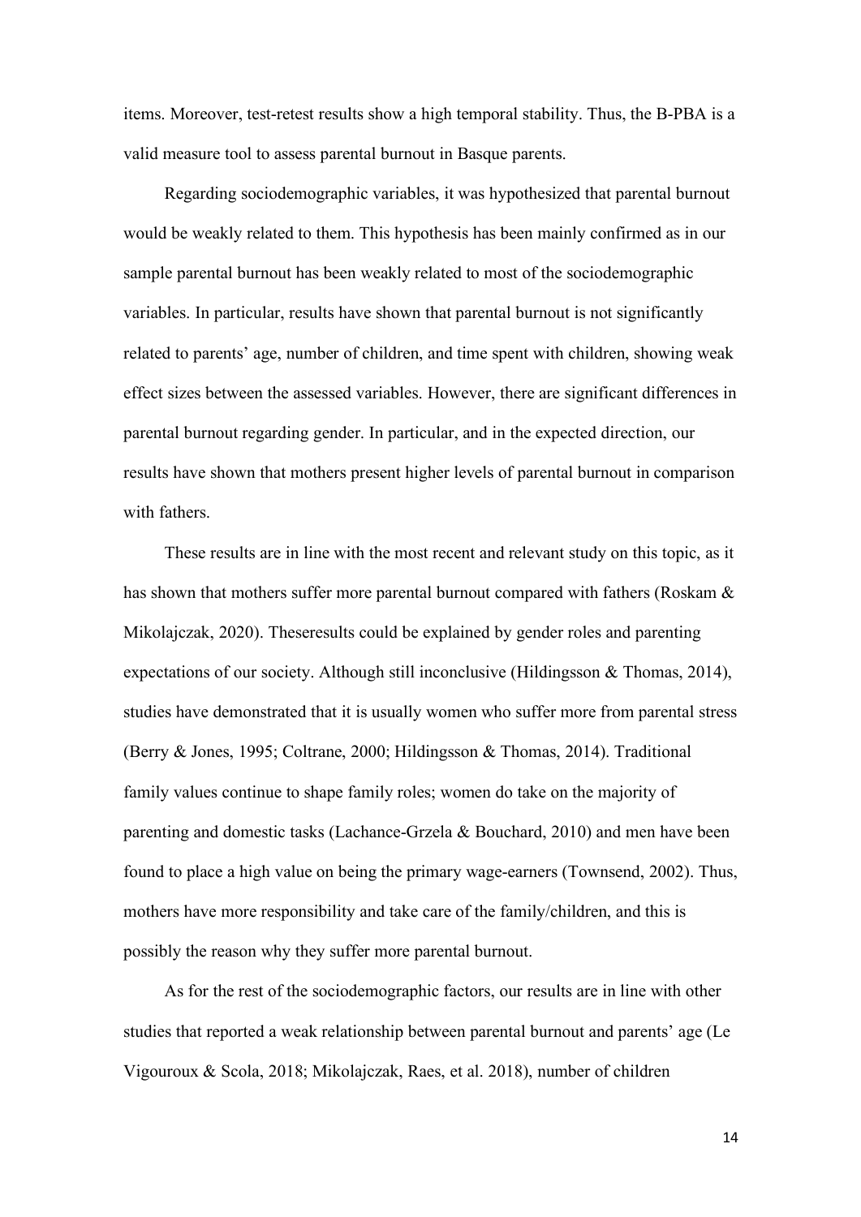items. Moreover, test-retest results show a high temporal stability. Thus, the B-PBA is a valid measure tool to assess parental burnout in Basque parents.

Regarding sociodemographic variables, it was hypothesized that parental burnout would be weakly related to them. This hypothesis has been mainly confirmed as in our sample parental burnout has been weakly related to most of the sociodemographic variables. In particular, results have shown that parental burnout is not significantly related to parents' age, number of children, and time spent with children, showing weak effect sizes between the assessed variables. However, there are significant differences in parental burnout regarding gender. In particular, and in the expected direction, our results have shown that mothers present higher levels of parental burnout in comparison with fathers.

These results are in line with the most recent and relevant study on this topic, as it has shown that mothers suffer more parental burnout compared with fathers (Roskam & Mikolajczak, 2020). Theseresults could be explained by gender roles and parenting expectations of our society. Although still inconclusive (Hildingsson & Thomas, 2014), studies have demonstrated that it is usually women who suffer more from parental stress (Berry & Jones, 1995; Coltrane, 2000; Hildingsson & Thomas, 2014). Traditional family values continue to shape family roles; women do take on the majority of parenting and domestic tasks (Lachance-Grzela & Bouchard, 2010) and men have been found to place a high value on being the primary wage-earners (Townsend, 2002). Thus, mothers have more responsibility and take care of the family/children, and this is possibly the reason why they suffer more parental burnout.

As for the rest of the sociodemographic factors, our results are in line with other studies that reported a weak relationship between parental burnout and parents' age (Le Vigouroux & Scola, 2018; Mikolajczak, Raes, et al. 2018), number of children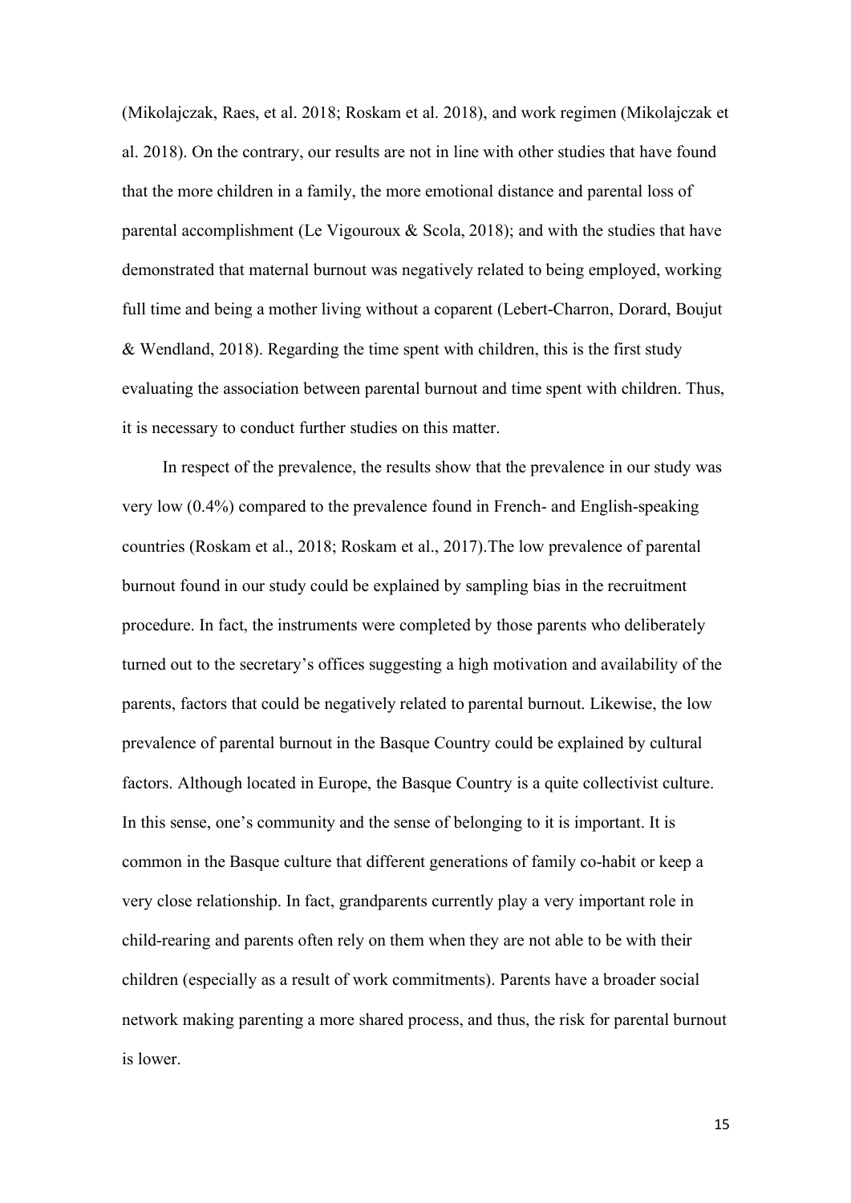(Mikolajczak, Raes, et al. 2018; Roskam et al. 2018), and work regimen (Mikolajczak et al. 2018). On the contrary, our results are not in line with other studies that have found that the more children in a family, the more emotional distance and parental loss of parental accomplishment (Le Vigouroux & Scola, 2018); and with the studies that have demonstrated that maternal burnout was negatively related to being employed, working full time and being a mother living without a coparent (Lebert-Charron, Dorard, Boujut & Wendland, 2018). Regarding the time spent with children, this is the first study evaluating the association between parental burnout and time spent with children. Thus, it is necessary to conduct further studies on this matter.

In respect of the prevalence, the results show that the prevalence in our study was very low (0.4%) compared to the prevalence found in French- and English-speaking countries (Roskam et al., 2018; Roskam et al., 2017).The low prevalence of parental burnout found in our study could be explained by sampling bias in the recruitment procedure. In fact, the instruments were completed by those parents who deliberately turned out to the secretary's offices suggesting a high motivation and availability of the parents, factors that could be negatively related to parental burnout. Likewise, the low prevalence of parental burnout in the Basque Country could be explained by cultural factors. Although located in Europe, the Basque Country is a quite collectivist culture. In this sense, one's community and the sense of belonging to it is important. It is common in the Basque culture that different generations of family co-habit or keep a very close relationship. In fact, grandparents currently play a very important role in child-rearing and parents often rely on them when they are not able to be with their children (especially as a result of work commitments). Parents have a broader social network making parenting a more shared process, and thus, the risk for parental burnout is lower.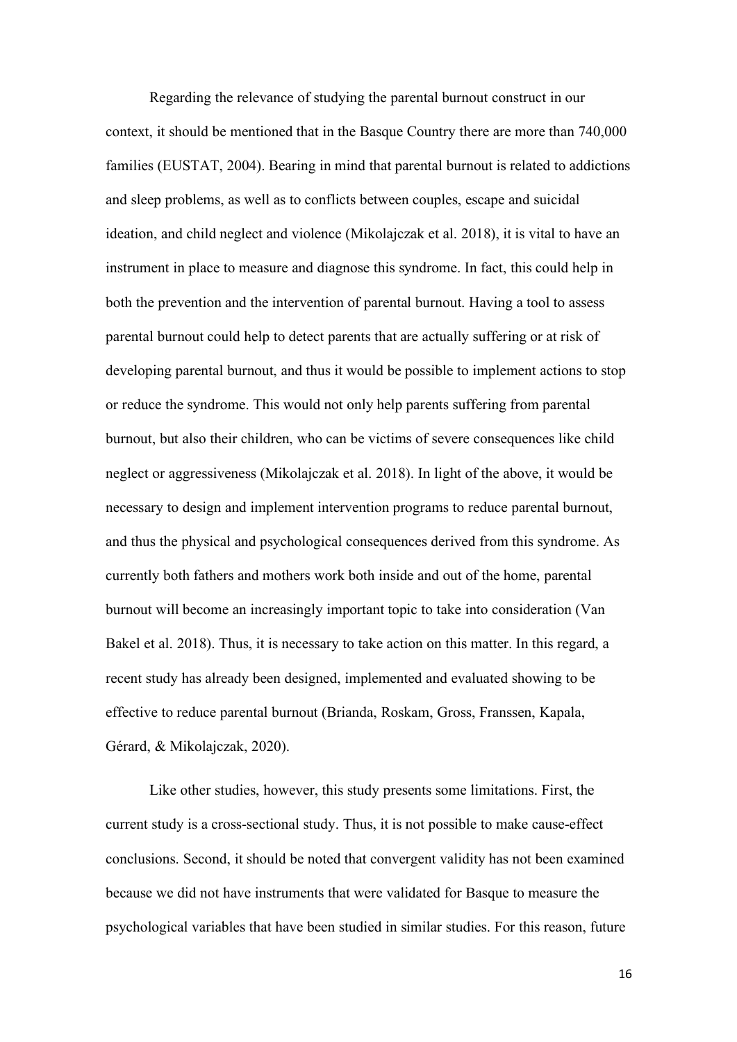Regarding the relevance of studying the parental burnout construct in our context, it should be mentioned that in the Basque Country there are more than 740,000 families (EUSTAT, 2004). Bearing in mind that parental burnout is related to addictions and sleep problems, as well as to conflicts between couples, escape and suicidal ideation, and child neglect and violence (Mikolajczak et al. 2018), it is vital to have an instrument in place to measure and diagnose this syndrome. In fact, this could help in both the prevention and the intervention of parental burnout. Having a tool to assess parental burnout could help to detect parents that are actually suffering or at risk of developing parental burnout, and thus it would be possible to implement actions to stop or reduce the syndrome. This would not only help parents suffering from parental burnout, but also their children, who can be victims of severe consequences like child neglect or aggressiveness (Mikolajczak et al. 2018). In light of the above, it would be necessary to design and implement intervention programs to reduce parental burnout, and thus the physical and psychological consequences derived from this syndrome. As currently both fathers and mothers work both inside and out of the home, parental burnout will become an increasingly important topic to take into consideration (Van Bakel et al. 2018). Thus, it is necessary to take action on this matter. In this regard, a recent study has already been designed, implemented and evaluated showing to be effective to reduce parental burnout (Brianda, Roskam, Gross, Franssen, Kapala, Gérard, & Mikolajczak, 2020).

Like other studies, however, this study presents some limitations. First, the current study is a cross-sectional study. Thus, it is not possible to make cause-effect conclusions. Second, it should be noted that convergent validity has not been examined because we did not have instruments that were validated for Basque to measure the psychological variables that have been studied in similar studies. For this reason, future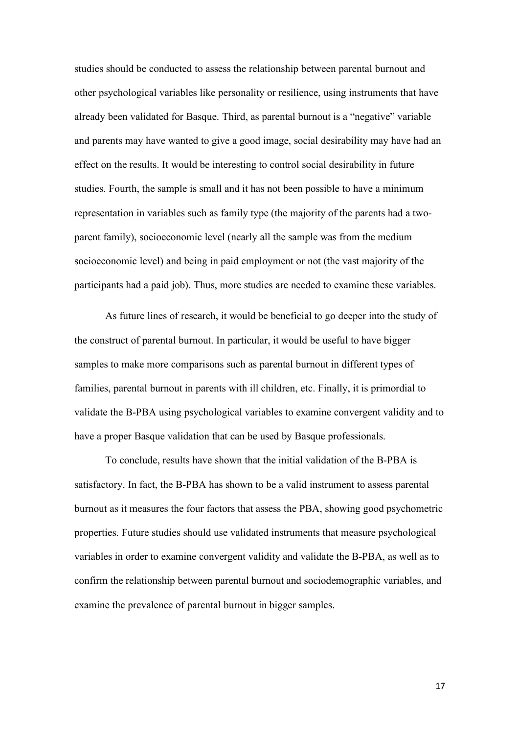studies should be conducted to assess the relationship between parental burnout and other psychological variables like personality or resilience, using instruments that have already been validated for Basque. Third, as parental burnout is a "negative" variable and parents may have wanted to give a good image, social desirability may have had an effect on the results. It would be interesting to control social desirability in future studies. Fourth, the sample is small and it has not been possible to have a minimum representation in variables such as family type (the majority of the parents had a two-parent family), socioeconomic level (nearly all the sample was from the medium socioeconomic level) and being in paid employment or not (the vast majority of the participants had a paid job). Thus, more studies are needed to examine these variables.

As future lines of research, it would be beneficial to go deeper into the study of the construct of parental burnout. In particular, it would be useful to have bigger samples to make more comparisons such as parental burnout in different types of families, parental burnout in parents with ill children, etc. Finally, it is primordial to validate the B-PBA using psychological variables to examine convergent validity and to have a proper Basque validation that can be used by Basque professionals.

To conclude, results have shown that the initial validation of the B-PBA is satisfactory. In fact, the B-PBA has shown to be a valid instrument to assess parental burnout as it measures the four factors that assess the PBA, showing good psychometric properties. Future studies should use validated instruments that measure psychological variables in order to examine convergent validity and validate the B-PBA, as well as to confirm the relationship between parental burnout and sociodemographic variables, and examine the prevalence of parental burnout in bigger samples.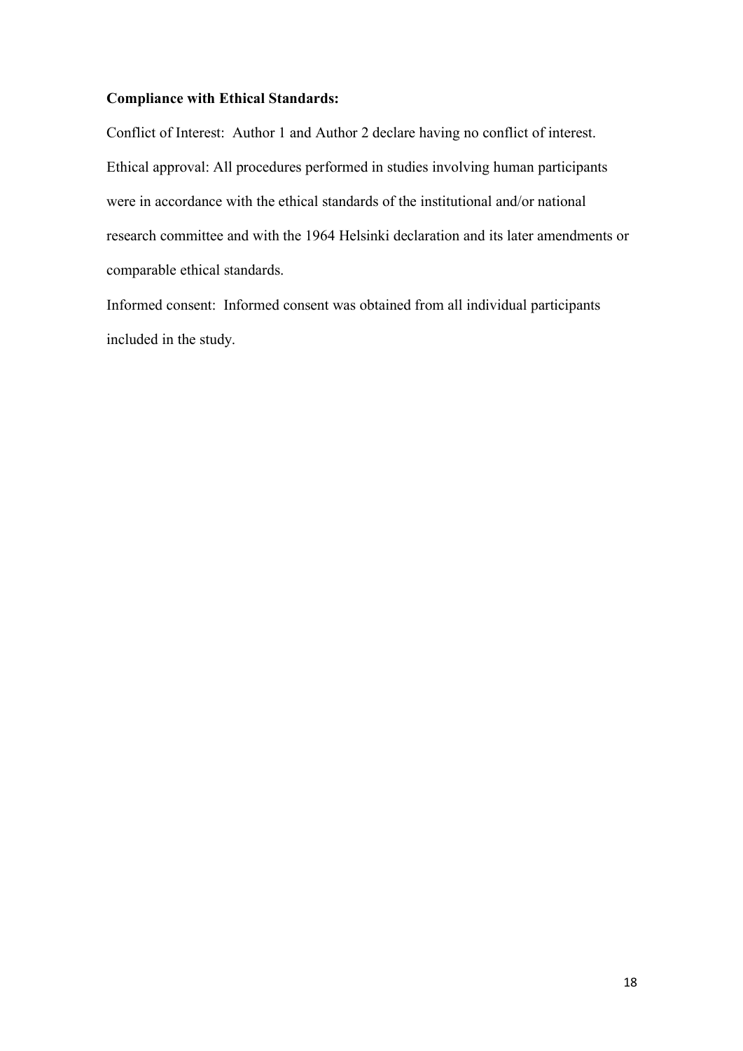**Compliance with Ethical Standards:**

Conflict of Interest: Author 1 and Author 2 declare having no conflict of interest.

Ethical approval: All procedures performed in studies involving human participants were in accordance with the ethical standards of the institutional and/or national research committee and with the 1964 Helsinki declaration and its later amendments or comparable ethical standards.

Informed consent: Informed consent was obtained from all individual participants included in the study.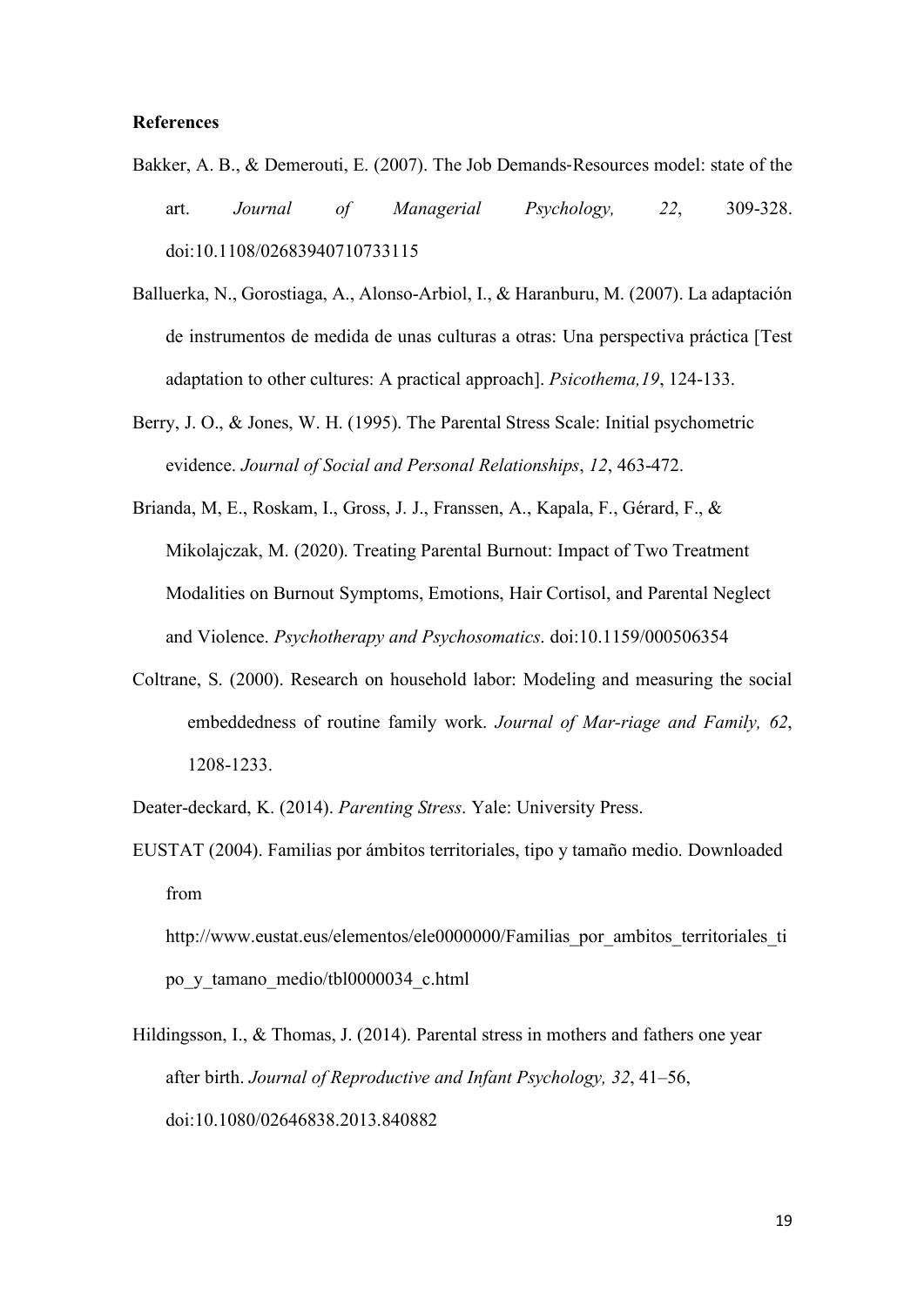**References**

Bakker, A. B., & Demerouti, E. (2007). The Job Demands-Resources model: state of the art. *Journal of Managerial Psychology, 22*, 309-328. doi:10.1108/02683940710733115

Balluerka, N., Gorostiaga, A., Alonso-Arbiol, I., & Haranburu, M. (2007). La adaptación de instrumentos de medida de unas culturas a otras: Una perspectiva práctica [Test adaptation to other cultures: A practical approach]. *Psicothema,19*, 124-133.

Berry, J. O., & Jones, W. H. (1995). The Parental Stress Scale: Initial psychometric evidence. *Journal of Social and Personal Relationships*, *12*, 463-472.

Brianda, M, E., Roskam, I., Gross, J. J., Franssen, A., Kapala, F., Gérard, F., & Mikolajczak, M. (2020). Treating Parental Burnout: Impact of Two Treatment Modalities on Burnout Symptoms, Emotions, Hair Cortisol, and Parental Neglect and Violence. *Psychotherapy and Psychosomatics*. doi:10.1159/000506354

Coltrane, S. (2000). Research on household labor: Modeling and measuring the social embeddedness of routine family work. *Journal of Mar-riage and Family, 62*, 1208-1233.

Deater-deckard, K. (2014). *Parenting Stress*. Yale: University Press.

EUSTAT (2004). Familias por ámbitos territoriales, tipo y tamaño medio. Downloaded from http://www.eustat.eus/elementos/ele0000000/Familias_por_ambitos_territoriales_tipo_y_tamano_medio/tbl0000034_c.html

Hildingsson, I., & Thomas, J. (2014). Parental stress in mothers and fathers one year after birth. *Journal of Reproductive and Infant Psychology, 32*, 41–56, doi:10.1080/02646838.2013.840882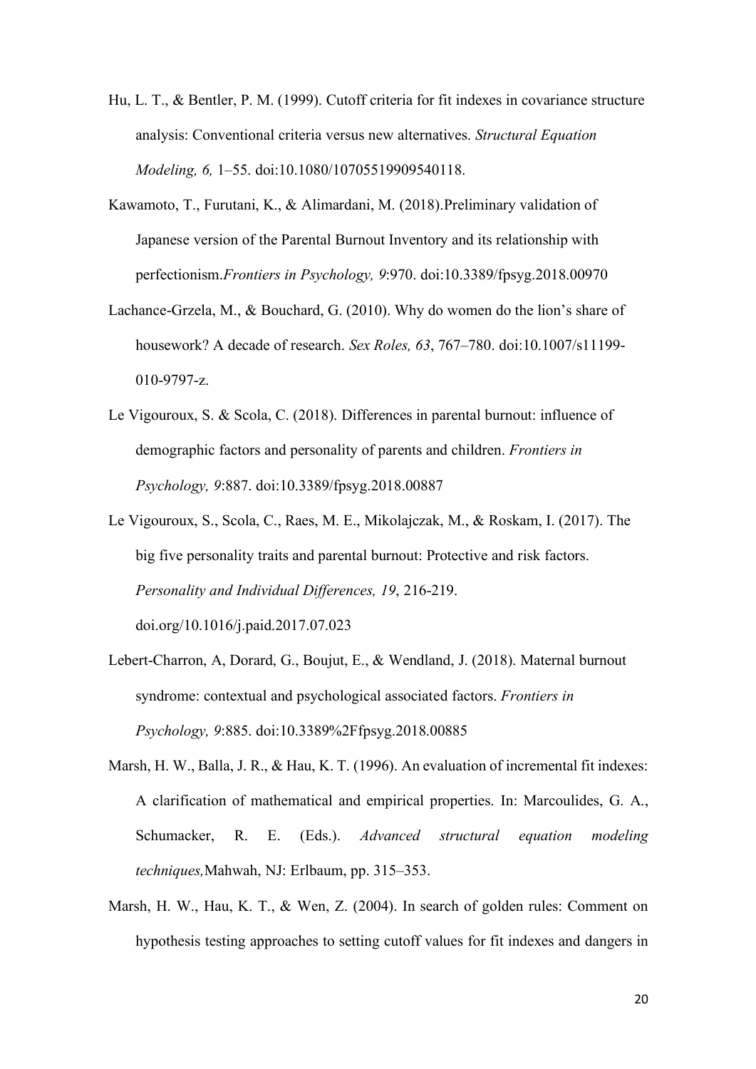Hu, L. T., & Bentler, P. M. (1999). Cutoff criteria for fit indexes in covariance structure analysis: Conventional criteria versus new alternatives. *Structural Equation Modeling, 6,* 1–55. doi:10.1080/10705519909540118.

Kawamoto, T., Furutani, K., & Alimardani, M. (2018).Preliminary validation of Japanese version of the Parental Burnout Inventory and its relationship with perfectionism.*Frontiers in Psychology, 9*:970. doi:10.3389/fpsyg.2018.00970

Lachance-Grzela, M., & Bouchard, G. (2010). Why do women do the lion's share of housework? A decade of research. *Sex Roles, 63*, 767–780. doi:10.1007/s11199-010-9797-z.

Le Vigouroux, S. & Scola, C. (2018). Differences in parental burnout: influence of demographic factors and personality of parents and children. *Frontiers in Psychology, 9*:887. doi:10.3389/fpsyg.2018.00887

Le Vigouroux, S., Scola, C., Raes, M. E., Mikolajczak, M., & Roskam, I. (2017). The big five personality traits and parental burnout: Protective and risk factors. *Personality and Individual Differences, 19*, 216-219. doi.org/10.1016/j.paid.2017.07.023

Lebert-Charron, A, Dorard, G., Boujut, E., & Wendland, J. (2018). Maternal burnout syndrome: contextual and psychological associated factors. *Frontiers in Psychology, 9*:885. doi:10.3389%2Ffpsyg.2018.00885

Marsh, H. W., Balla, J. R., & Hau, K. T. (1996). An evaluation of incremental fit indexes: A clarification of mathematical and empirical properties. In: Marcoulides, G. A., Schumacker, R. E. (Eds.). *Advanced structural equation modeling techniques,*Mahwah, NJ: Erlbaum, pp. 315–353.

Marsh, H. W., Hau, K. T., & Wen, Z. (2004). In search of golden rules: Comment on hypothesis testing approaches to setting cutoff values for fit indexes and dangers in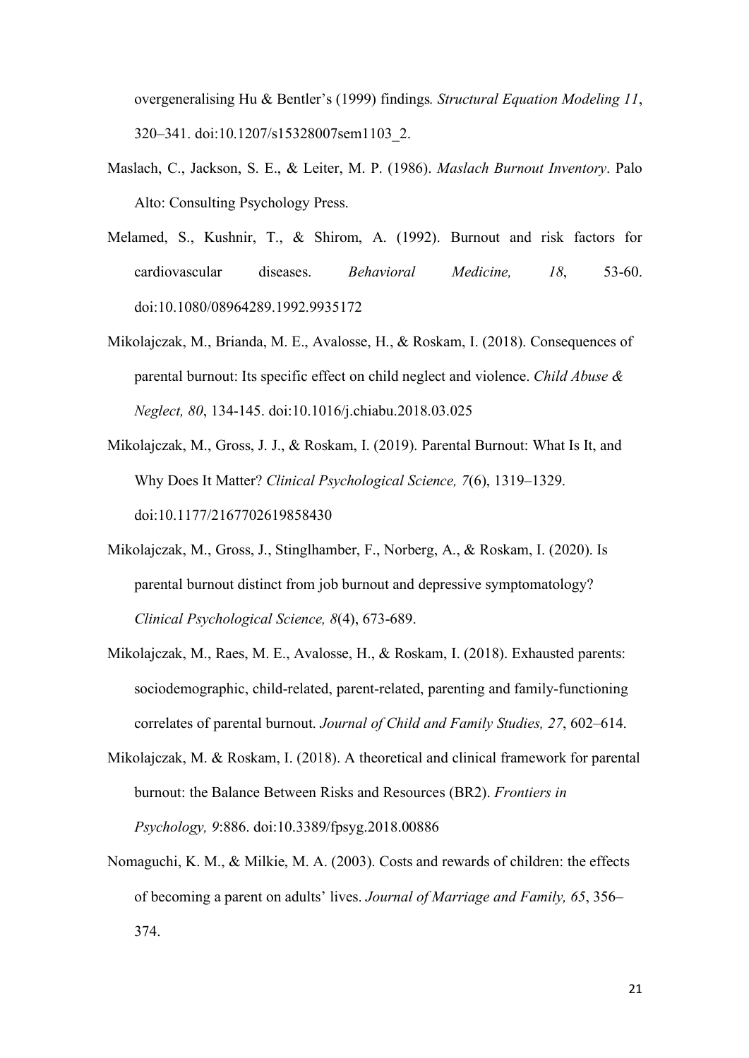overgeneralising Hu & Bentler's (1999) findings*. Structural Equation Modeling 11*, 320–341. doi:10.1207/s15328007sem1103_2.

Maslach, C., Jackson, S. E., & Leiter, M. P. (1986). *Maslach Burnout Inventory*. Palo Alto: Consulting Psychology Press.

Melamed, S., Kushnir, T., & Shirom, A. (1992). Burnout and risk factors for cardiovascular diseases. *Behavioral Medicine, 18*, 53-60. doi:10.1080/08964289.1992.9935172

Mikolajczak, M., Brianda, M. E., Avalosse, H., & Roskam, I. (2018). Consequences of parental burnout: Its specific effect on child neglect and violence. *Child Abuse & Neglect, 80*, 134-145. doi:10.1016/j.chiabu.2018.03.025

Mikolajczak, M., Gross, J. J., & Roskam, I. (2019). Parental Burnout: What Is It, and Why Does It Matter? *Clinical Psychological Science, 7*(6), 1319–1329. doi:10.1177/2167702619858430

Mikolajczak, M., Gross, J., Stinglhamber, F., Norberg, A., & Roskam, I. (2020). Is parental burnout distinct from job burnout and depressive symptomatology? *Clinical Psychological Science, 8*(4), 673-689.

Mikolajczak, M., Raes, M. E., Avalosse, H., & Roskam, I. (2018). Exhausted parents: sociodemographic, child-related, parent-related, parenting and family-functioning correlates of parental burnout. *Journal of Child and Family Studies, 27*, 602–614.

Mikolajczak, M. & Roskam, I. (2018). A theoretical and clinical framework for parental burnout: the Balance Between Risks and Resources (BR2). *Frontiers in Psychology, 9*:886. doi:10.3389/fpsyg.2018.00886

Nomaguchi, K. M., & Milkie, M. A. (2003). Costs and rewards of children: the effects of becoming a parent on adults' lives. *Journal of Marriage and Family, 65*, 356–374.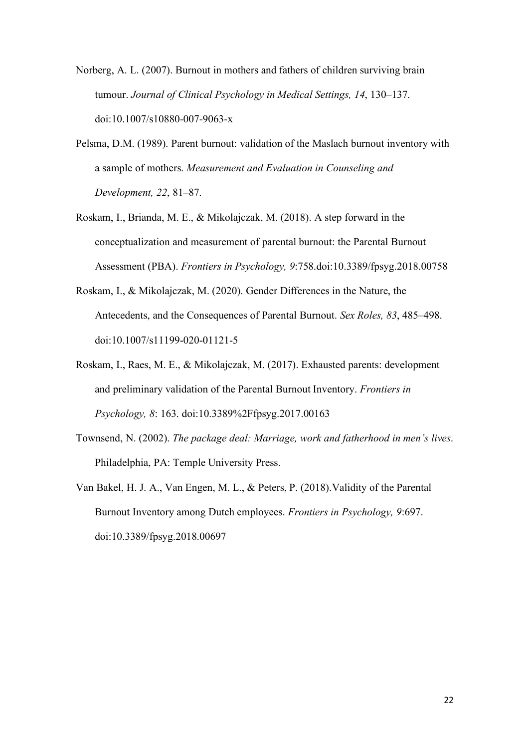Norberg, A. L. (2007). Burnout in mothers and fathers of children surviving brain tumour. *Journal of Clinical Psychology in Medical Settings, 14*, 130–137. doi:10.1007/s10880-007-9063-x

Pelsma, D.M. (1989). Parent burnout: validation of the Maslach burnout inventory with a sample of mothers. *Measurement and Evaluation in Counseling and Development, 22*, 81–87.

Roskam, I., Brianda, M. E., & Mikolajczak, M. (2018). A step forward in the conceptualization and measurement of parental burnout: the Parental Burnout Assessment (PBA). *Frontiers in Psychology, 9*:758.doi:10.3389/fpsyg.2018.00758

Roskam, I., & Mikolajczak, M. (2020). Gender Differences in the Nature, the Antecedents, and the Consequences of Parental Burnout. *Sex Roles, 83*, 485–498. doi:10.1007/s11199-020-01121-5

Roskam, I., Raes, M. E., & Mikolajczak, M. (2017). Exhausted parents: development and preliminary validation of the Parental Burnout Inventory. *Frontiers in Psychology, 8*: 163. doi:10.3389%2Ffpsyg.2017.00163

Townsend, N. (2002). *The package deal: Marriage, work and fatherhood in men's lives*. Philadelphia, PA: Temple University Press.

Van Bakel, H. J. A., Van Engen, M. L., & Peters, P. (2018).Validity of the Parental Burnout Inventory among Dutch employees. *Frontiers in Psychology, 9*:697. doi:10.3389/fpsyg.2018.00697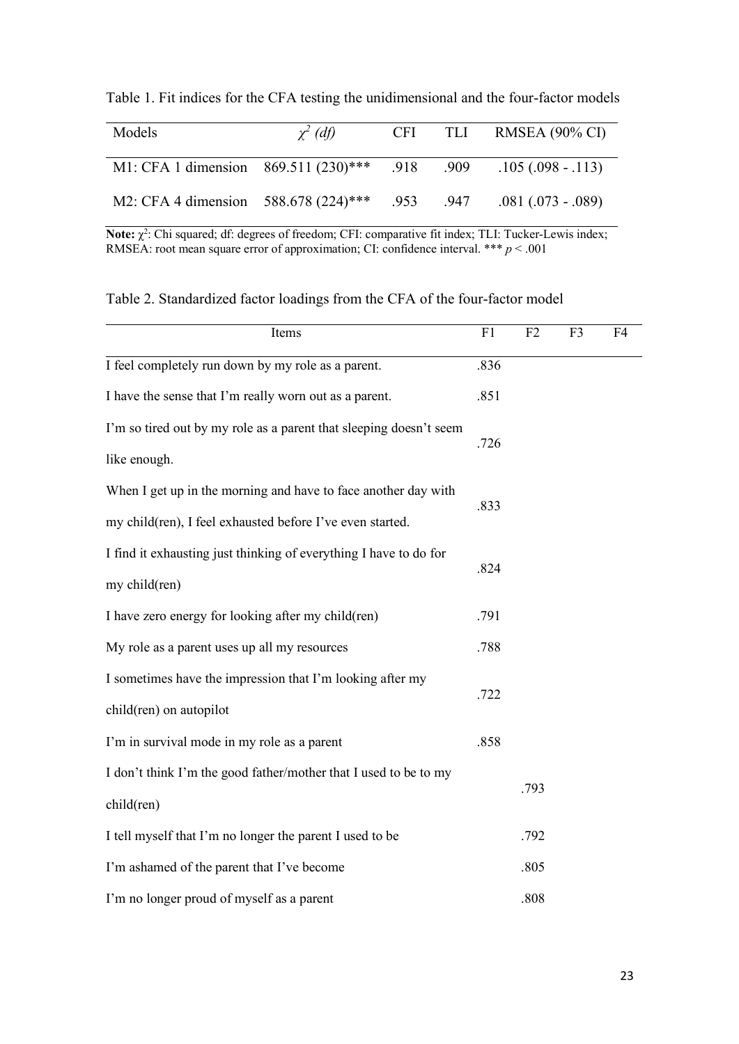Table 1. Fit indices for the CFA testing the unidimensional and the four-factor models

| Models | $\chi^2$ *(df)* | CFI | TLI | RMSEA (90% CI) |
| --- | --- | --- | --- | --- |
| M1: CFA 1 dimension | 869.511 (230)*** | .918 | .909 | .105 (.098 - .113) |
| M2: CFA 4 dimension | 588.678 (224)*** | .953 | .947 | .081 (.073 - .089) |

**Note:** $\chi^2$: Chi squared; df: degrees of freedom; CFI: comparative fit index; TLI: Tucker-Lewis index; RMSEA: root mean square error of approximation; CI: confidence interval. *** $p < .001$

Table 2. Standardized factor loadings from the CFA of the four-factor model

| Items | F1 | F2 | F3 | F4 |
| --- | --- | --- | --- | --- |
| I feel completely run down by my role as a parent. | .836 | | | |
| I have the sense that I'm really worn out as a parent. | .851 | | | |
| I'm so tired out by my role as a parent that sleeping doesn't seem like enough. | .726 | | | |
| When I get up in the morning and have to face another day with my child(ren), I feel exhausted before I've even started. | .833 | | | |
| I find it exhausting just thinking of everything I have to do for my child(ren) | .824 | | | |
| I have zero energy for looking after my child(ren) | .791 | | | |
| My role as a parent uses up all my resources | .788 | | | |
| I sometimes have the impression that I'm looking after my child(ren) on autopilot | .722 | | | |
| I'm in survival mode in my role as a parent | .858 | | | |
| I don't think I'm the good father/mother that I used to be to my child(ren) | | .793 | | |
| I tell myself that I'm no longer the parent I used to be | | .792 | | |
| I'm ashamed of the parent that I've become | | .805 | | |
| I'm no longer proud of myself as a parent | | .808 | | |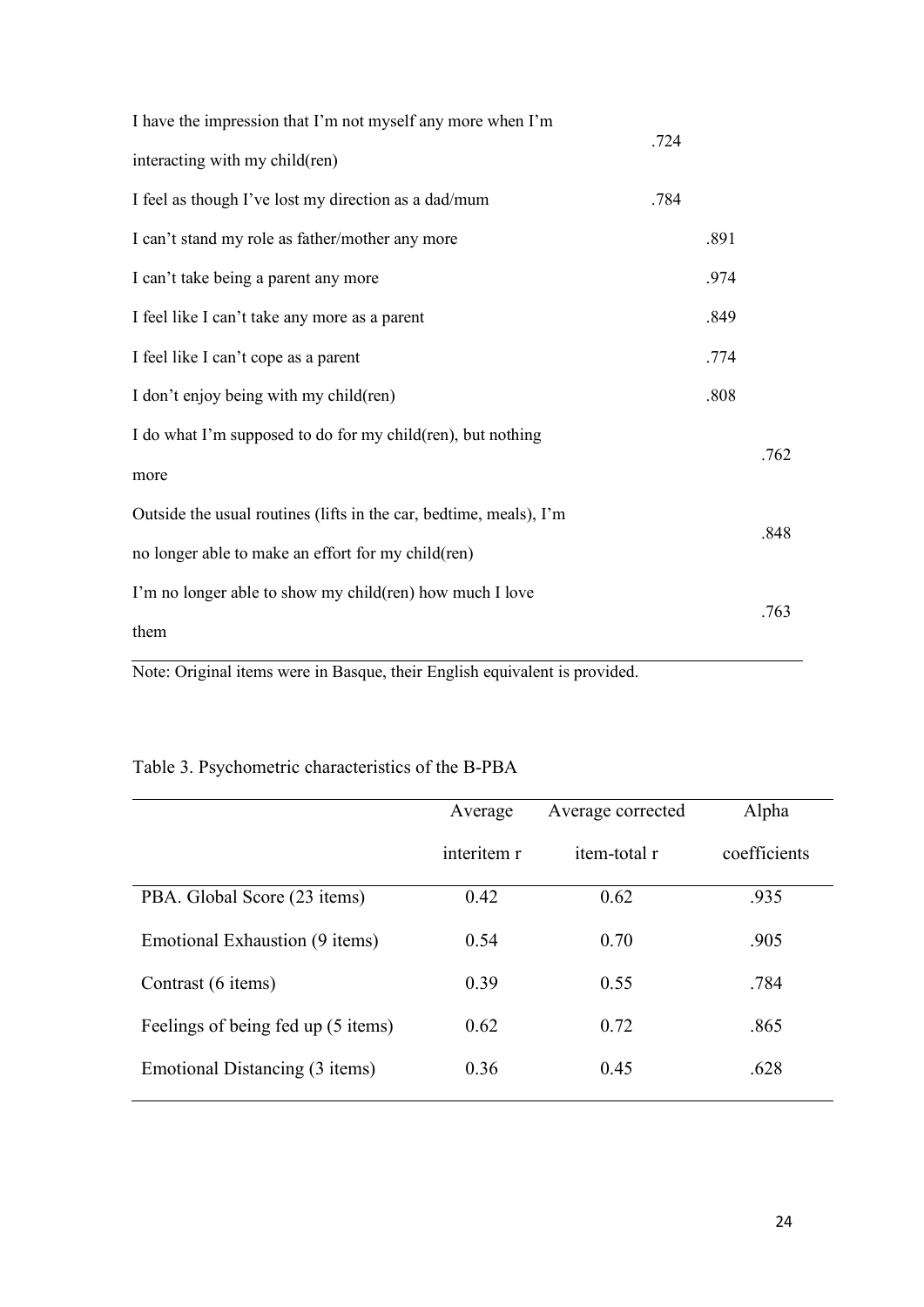| | | | |
|---|---|---|---|
| I have the impression that I'm not myself any more when I'm interacting with my child(ren) | .724 | | |
| I feel as though I've lost my direction as a dad/mum | .784 | | |
| I can't stand my role as father/mother any more | | .891 | |
| I can't take being a parent any more | | .974 | |
| I feel like I can't take any more as a parent | | .849 | |
| I feel like I can't cope as a parent | | .774 | |
| I don't enjoy being with my child(ren) | | .808 | |
| I do what I'm supposed to do for my child(ren), but nothing more | | | .762 |
| Outside the usual routines (lifts in the car, bedtime, meals), I'm no longer able to make an effort for my child(ren) | | | .848 |
| I'm no longer able to show my child(ren) how much I love them | | | .763 |

Note: Original items were in Basque, their English equivalent is provided.

Table 3. Psychometric characteristics of the B-PBA

| | Average interitem r | Average corrected item-total r | Alpha coefficients |
|---|---|---|---|
| PBA. Global Score (23 items) | 0.42 | 0.62 | .935 |
| Emotional Exhaustion (9 items) | 0.54 | 0.70 | .905 |
| Contrast (6 items) | 0.39 | 0.55 | .784 |
| Feelings of being fed up (5 items) | 0.62 | 0.72 | .865 |
| Emotional Distancing (3 items) | 0.36 | 0.45 | .628 |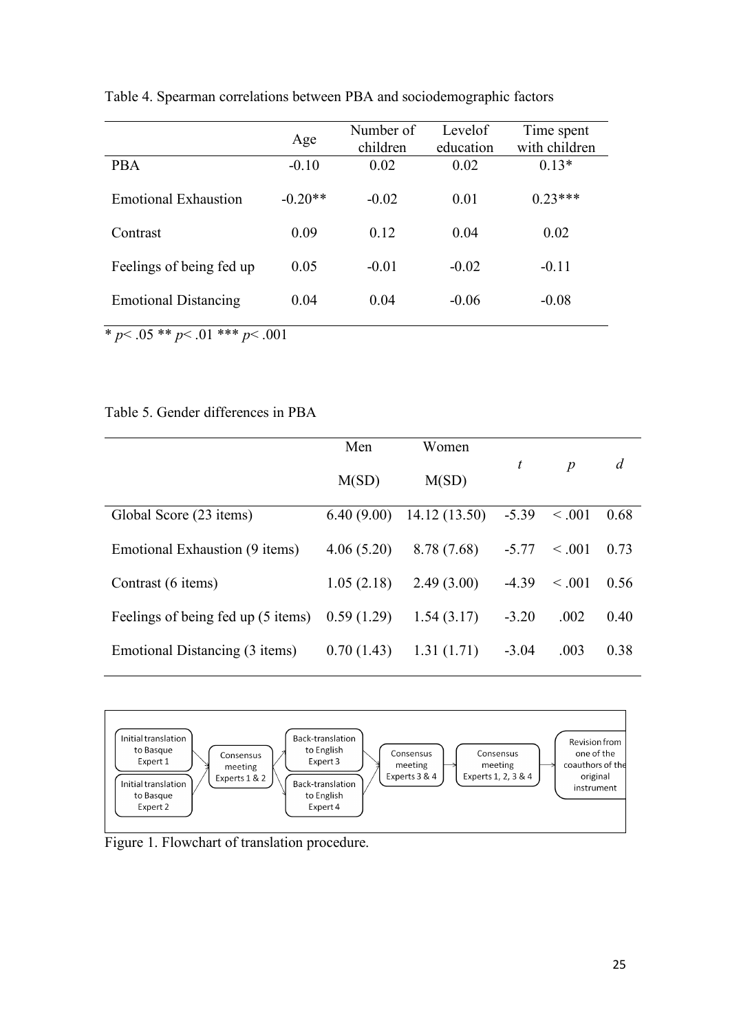Table 4. Spearman correlations between PBA and sociodemographic factors

| | Age | Number of children | Levelof education | Time spent with children |
|---|---|---|---|---|
| PBA | -0.10 | 0.02 | 0.02 | 0.13* |
| Emotional Exhaustion | -0.20** | -0.02 | 0.01 | 0.23*** |
| Contrast | 0.09 | 0.12 | 0.04 | 0.02 |
| Feelings of being fed up | 0.05 | -0.01 | -0.02 | -0.11 |
| Emotional Distancing | 0.04 | 0.04 | -0.06 | -0.08 |

\* *p*< .05 ** *p*< .01 *** *p*< .001

Table 5. Gender differences in PBA

| | Men | Women | *t* | *p* | *d* |
|---|---|---|---|---|---|
| | M(SD) | M(SD) | | | |
| Global Score (23 items) | 6.40 (9.00) | 14.12 (13.50) | -5.39 | < .001 | 0.68 |
| Emotional Exhaustion (9 items) | 4.06 (5.20) | 8.78 (7.68) | -5.77 | < .001 | 0.73 |
| Contrast (6 items) | 1.05 (2.18) | 2.49 (3.00) | -4.39 | < .001 | 0.56 |
| Feelings of being fed up (5 items) | 0.59 (1.29) | 1.54 (3.17) | -3.20 | .002 | 0.40 |
| Emotional Distancing (3 items) | 0.70 (1.43) | 1.31 (1.71) | -3.04 | .003 | 0.38 |

Initial translation to Basque Expert 1

Initial translation to Basque Expert 2

Consensus meeting Experts 1 & 2

Back-translation to English Expert 3

Back-translation to English Expert 4

Consensus meeting Experts 3 & 4

Consensus meeting Experts 1, 2, 3 & 4

Revision from one of the coauthors of the original instrument

Figure 1. Flowchart of translation procedure.